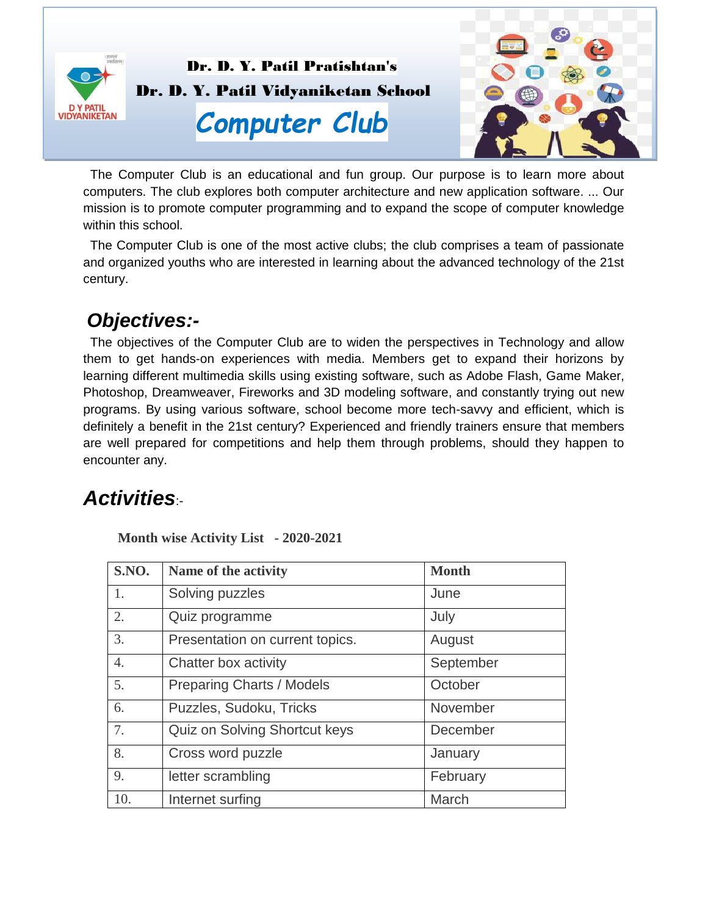Dr. D. Y. Patil Pratishtan's

Dr. D. Y. Patil Vidyaniketan School

# Computer Club

The Computer Club is an educational and fun group. Our purpose is to learn more about computers. The club explores both computer architecture and new application software. ... Our mission is to promote computer programming and to expand the scope of computer knowledge within this school.

The Computer Club is one of the most active clubs; the club comprises a team of passionate and organized youths who are interested in learning about the advanced technology of the 21st century.

## *Objectives:-*

The objectives of the Computer Club are to widen the perspectives in Technology and allow them to get hands-on experiences with media. Members get to expand their horizons by learning different multimedia skills using existing software, such as Adobe Flash, Game Maker, Photoshop, Dreamweaver, Fireworks and 3D modeling software, and constantly trying out new programs. By using various software, school become more tech-savvy and efficient, which is definitely a benefit in the 21st century? Experienced and friendly trainers ensure that members are well prepared for competitions and help them through problems, should they happen to encounter any.

## *Activities*:-

**Month wise Activity List - 2020-2021**

| S.NO. | Name of the activity | Month |
|---|---|---|
| 1. | Solving puzzles | June |
| 2. | Quiz programme | July |
| 3. | Presentation on current topics. | August |
| 4. | Chatter box activity | September |
| 5. | Preparing Charts / Models | October |
| 6. | Puzzles, Sudoku, Tricks | November |
| 7. | Quiz on Solving Shortcut keys | December |
| 8. | Cross word puzzle | January |
| 9. | letter scrambling | February |
| 10. | Internet surfing | March |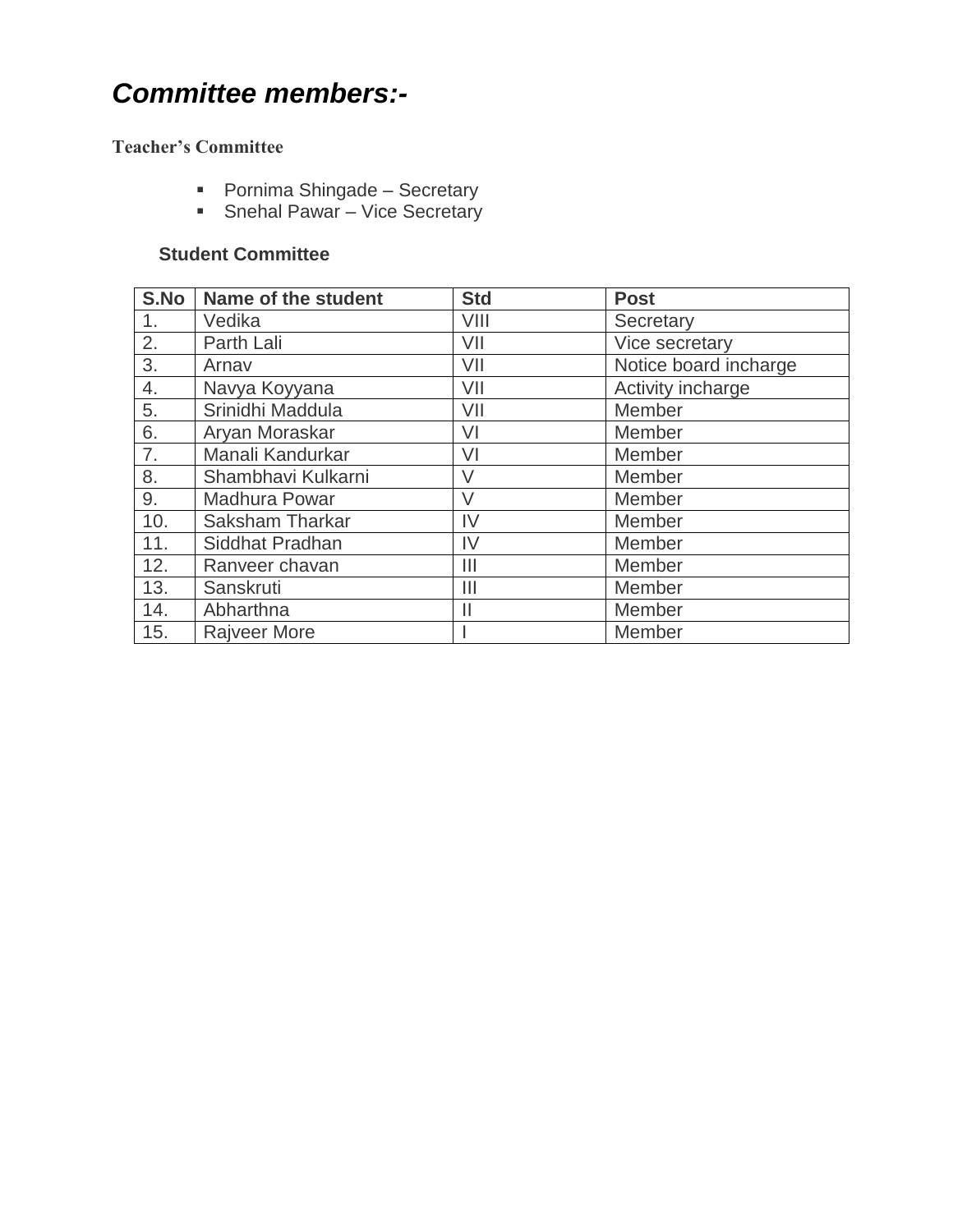# ***Committee members:-***

**Teacher's Committee**

- Pornima Shingade – Secretary
- Snehal Pawar – Vice Secretary

**Student Committee**

| S.No | Name of the student | Std | Post |
|---|---|---|---|
| 1. | Vedika | VIII | Secretary |
| 2. | Parth Lali | VII | Vice secretary |
| 3. | Arnav | VII | Notice board incharge |
| 4. | Navya Koyyana | VII | Activity incharge |
| 5. | Srinidhi Maddula | VII | Member |
| 6. | Aryan Moraskar | VI | Member |
| 7. | Manali Kandurkar | VI | Member |
| 8. | Shambhavi Kulkarni | V | Member |
| 9. | Madhura Powar | V | Member |
| 10. | Saksham Tharkar | IV | Member |
| 11. | Siddhat Pradhan | IV | Member |
| 12. | Ranveer chavan | III | Member |
| 13. | Sanskruti | III | Member |
| 14. | Abharthna | II | Member |
| 15. | Rajveer More | I | Member |